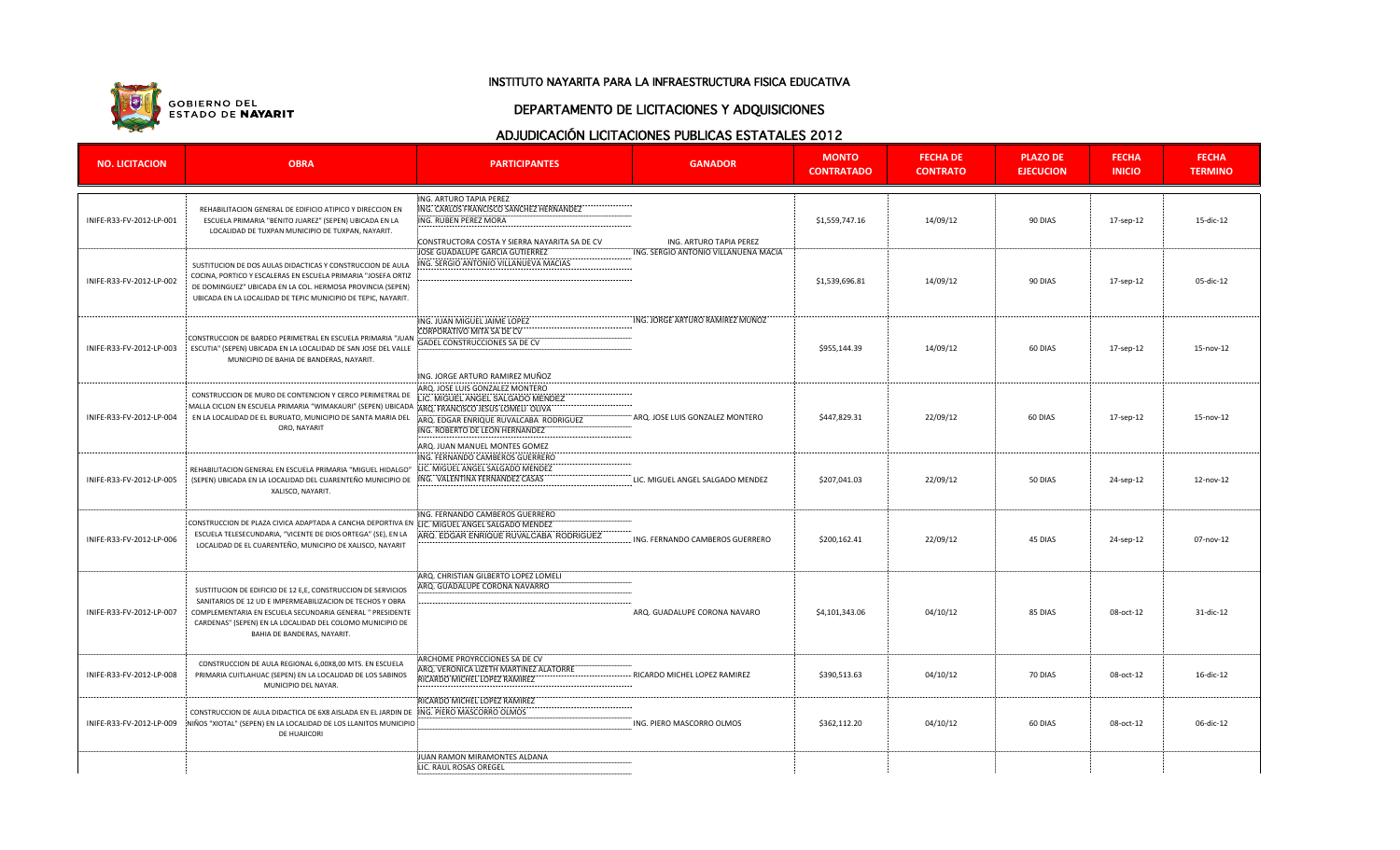GOBIERNO DEL ESTADO DE NAYARIT

# INSTITUTO NAYARITA PARA LA INFRAESTRUCTURA FISICA EDUCATIVA

## DEPARTAMENTO DE LICITACIONES Y ADQUISICIONES

## ADJUDICACIÓN LICITACIONES PUBLICAS ESTATALES 2012

| NO. LICITACION | OBRA | PARTICIPANTES | GANADOR | MONTO CONTRATADO | FECHA DE CONTRATO | PLAZO DE EJECUCION | FECHA INICIO | FECHA TERMINO |
|---|---|---|---|---|---|---|---|---|
| INIFE-R33-FV-2012-LP-001 | REHABILITACION GENERAL DE EDIFICIO ATIPICO Y DIRECCION EN ESCUELA PRIMARIA "BENITO JUAREZ" (SEPEN) UBICADA EN LA LOCALIDAD DE TUXPAN MUNICIPIO DE TUXPAN, NAYARIT. | ING. ARTURO TAPIA PEREZ<br>ING. CARLOS FRANCISCO SANCHEZ HERNANDEZ<br>ING. RUBEN PEREZ MORA<br>CONSTRUCTORA COSTA Y SIERRA NAYARITA SA DE CV | ING. ARTURO TAPIA PEREZ | $1,559,747.16 | 14/09/12 | 90 DIAS | 17-sep-12 | 15-dic-12 |
| INIFE-R33-FV-2012-LP-002 | SUSTITUCION DE DOS AULAS DIDACTICAS Y CONSTRUCCION DE AULA COCINA, PORTICO Y ESCALERAS EN ESCUELA PRIMARIA "JOSEFA ORTIZ DE DOMINGUEZ" UBICADA EN LA COL. HERMOSA PROVINCIA (SEPEN) UBICADA EN LA LOCALIDAD DE TEPIC MUNICIPIO DE TEPIC, NAYARIT. | JOSE GUADALUPE GARCIA GUTIERREZ<br>ING. SERGIO ANTONIO VILLANUEVA MACIAS | ING. SERGIO ANTONIO VILLANUEVA MACIA | $1,539,696.81 | 14/09/12 | 90 DIAS | 17-sep-12 | 05-dic-12 |
| INIFE-R33-FV-2012-LP-003 | CONSTRUCCION DE BARDEO PERIMETRAL EN ESCUELA PRIMARIA "JUAN ESCUTIA" (SEPEN) UBICADA EN LA LOCALIDAD DE SAN JOSE DEL VALLE MUNICIPIO DE BAHIA DE BANDERAS, NAYARIT. | ING. JUAN MIGUEL JAIME LOPEZ<br>CORPORATIVO MITA SA DE CV<br>GADEL CONSTRUCCIONES SA DE CV<br>ING. JORGE ARTURO RAMIREZ MUÑOZ | ING. JORGE ARTURO RAMIREZ MUÑOZ | $955,144.39 | 14/09/12 | 60 DIAS | 17-sep-12 | 15-nov-12 |
| INIFE-R33-FV-2012-LP-004 | CONSTRUCCION DE MURO DE CONTENCION Y CERCO PERIMETRAL DE MALLA CICLON EN ESCUELA PRIMARIA "WIMAKAURI" (SEPEN) UBICADA EN LA LOCALIDAD DE EL BURUATO, MUNICIPIO DE SANTA MARIA DEL ORO, NAYARIT | ARQ. JOSE LUIS GONZALEZ MONTERO<br>LIC. MIGUEL ANGEL SALGADO MENDEZ<br>ARQ. FRANCISCO JESUS LOMELI OLIVA<br>ARQ. EDGAR ENRIQUE RUVALCABA RODRIGUEZ<br>ING. ROBERTO DE LEON HERNANDEZ<br>ARQ. JUAN MANUEL MONTES GOMEZ | ARQ. JOSE LUIS GONZALEZ MONTERO | $447,829.31 | 22/09/12 | 60 DIAS | 17-sep-12 | 15-nov-12 |
| INIFE-R33-FV-2012-LP-005 | REHABILITACION GENERAL EN ESCUELA PRIMARIA "MIGUEL HIDALGO" (SEPEN) UBICADA EN LA LOCALIDAD DEL CUARENTEÑO MUNICIPIO DE XALISCO, NAYARIT. | ING. FERNANDO CAMBEROS GUERRERO<br>LIC. MIGUEL ANGEL SALGADO MENDEZ<br>ING. VALENTINA FERNANDEZ CASAS | LIC. MIGUEL ANGEL SALGADO MENDEZ | $207,041.03 | 22/09/12 | 50 DIAS | 24-sep-12 | 12-nov-12 |
| INIFE-R33-FV-2012-LP-006 | CONSTRUCCION DE PLAZA CIVICA ADAPTADA A CANCHA DEPORTIVA EN ESCUELA TELESECUNDARIA, "VICENTE DE DIOS ORTEGA" (SE), EN LA LOCALIDAD DE EL CUARENTEÑO, MUNICIPIO DE XALISCO, NAYARIT | ING. FERNANDO CAMBEROS GUERRERO<br>LIC. MIGUEL ANGEL SALGADO MENDEZ<br>ARQ. EDGAR ENRIQUE RUVALCABA RODRIGUEZ | ING. FERNANDO CAMBEROS GUERRERO | $200,162.41 | 22/09/12 | 45 DIAS | 24-sep-12 | 07-nov-12 |
| INIFE-R33-FV-2012-LP-007 | SUSTITUCION DE EDIFICIO DE 12 E,E, CONSTRUCCION DE SERVICIOS SANITARIOS DE 12 UD E IMPERMEABILIZACION DE TECHOS Y OBRA COMPLEMENTARIA EN ESCUELA SECUNDARIA GENERAL " PRESIDENTE CARDENAS" (SEPEN) EN LA LOCALIDAD DEL COLOMO MUNICIPIO DE BAHIA DE BANDERAS, NAYARIT. | ARQ. CHRISTIAN GILBERTO LOPEZ LOMELI<br>ARQ. GUADALUPE CORONA NAVARRO | ARQ. GUADALUPE CORONA NAVARO | $4,101,343.06 | 04/10/12 | 85 DIAS | 08-oct-12 | 31-dic-12 |
| INIFE-R33-FV-2012-LP-008 | CONSTRUCCION DE AULA REGIONAL 6,00X8,00 MTS. EN ESCUELA PRIMARIA CUITLAHUAC (SEPEN) EN LA LOCALIDAD DE LOS SABINOS MUNICIPIO DEL NAYAR. | ARCHOME PROYRCCIONES SA DE CV<br>ARQ. VERONICA LIZETH MARTINEZ ALATORRE<br>RICARDO MICHEL LOPEZ RAMIREZ | RICARDO MICHEL LOPEZ RAMIREZ | $390,513.63 | 04/10/12 | 70 DIAS | 08-oct-12 | 16-dic-12 |
| INIFE-R33-FV-2012-LP-009 | CONSTRUCCION DE AULA DIDACTICA DE 6X8 AISLADA EN EL JARDIN DE NIÑOS "XIOTAL" (SEPEN) EN LA LOCALIDAD DE LOS LLANITOS MUNICIPIO DE HUAJICORI | RICARDO MICHEL LOPEZ RAMIREZ<br>ING. PIERO MASCORRO OLMOS | ING. PIERO MASCORRO OLMOS | $362,112.20 | 04/10/12 | 60 DIAS | 08-oct-12 | 06-dic-12 |
| | | JUAN RAMON MIRAMONTES ALDANA<br>LIC. RAUL ROSAS OREGEL | | | | | | |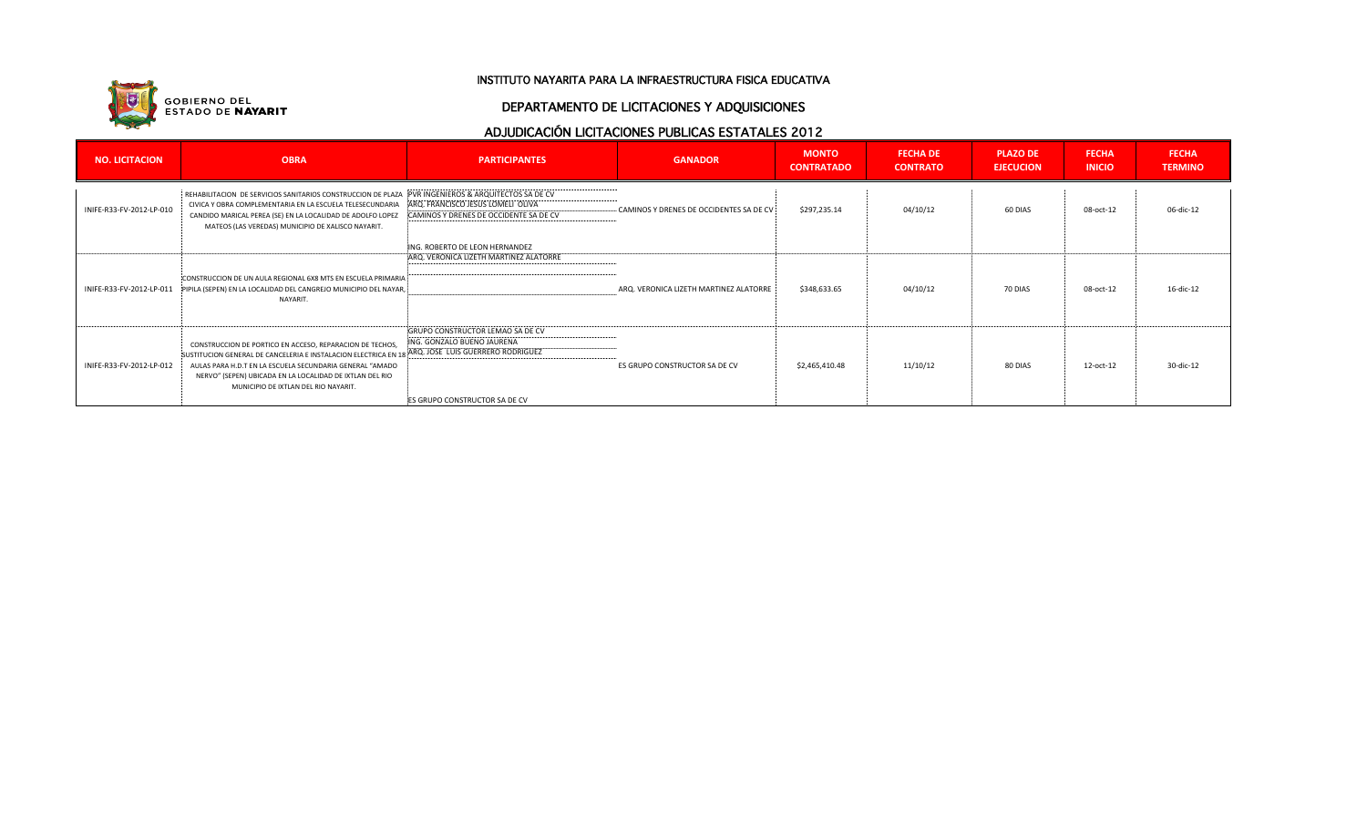GOBIERNO DEL ESTADO DE NAYARIT

# INSTITUTO NAYARITA PARA LA INFRAESTRUCTURA FISICA EDUCATIVA

## DEPARTAMENTO DE LICITACIONES Y ADQUISICIONES

## ADJUDICACIÓN LICITACIONES PUBLICAS ESTATALES 2012

| NO. LICITACION | OBRA | PARTICIPANTES | GANADOR | MONTO CONTRATADO | FECHA DE CONTRATO | PLAZO DE EJECUCION | FECHA INICIO | FECHA TERMINO |
|---|---|---|---|---|---|---|---|---|
| INIFE-R33-FV-2012-LP-010 | REHABILITACION DE SERVICIOS SANITARIOS CONSTRUCCION DE PLAZA CIVICA Y OBRA COMPLEMENTARIA EN LA ESCUELA TELESECUNDARIA CANDIDO MARICAL PEREA (SE) EN LA LOCALIDAD DE ADOLFO LOPEZ MATEOS (LAS VEREDAS) MUNICIPIO DE XALISCO NAYARIT. | PVR INGENIEROS & ARQUITECTOS SA DE CV<br>ARQ. FRANCISCO JESUS LOMELI OLIVA<br>CAMINOS Y DRENES DE OCCIDENTE SA DE CV<br>ING. ROBERTO DE LEON HERNANDEZ | CAMINOS Y DRENES DE OCCIDENTES SA DE CV | $297,235.14 | 04/10/12 | 60 DIAS | 08-oct-12 | 06-dic-12 |
| INIFE-R33-FV-2012-LP-011 | CONSTRUCCION DE UN AULA REGIONAL 6X8 MTS EN ESCUELA PRIMARIA PIPILA (SEPEN) EN LA LOCALIDAD DEL CANGREJO MUNICIPIO DEL NAYAR, NAYARIT. | ARQ. VERONICA LIZETH MARTINEZ ALATORRE | ARQ. VERONICA LIZETH MARTINEZ ALATORRE | $348,633.65 | 04/10/12 | 70 DIAS | 08-oct-12 | 16-dic-12 |
| INIFE-R33-FV-2012-LP-012 | CONSTRUCCION DE PORTICO EN ACCESO, REPARACION DE TECHOS, SUSTITUCION GENERAL DE CANCELERIA E INSTALACION ELECTRICA EN 18 AULAS PARA H.D.T EN LA ESCUELA SECUNDARIA GENERAL "AMADO NERVO" (SEPEN) UBICADA EN LA LOCALIDAD DE IXTLAN DEL RIO MUNICIPIO DE IXTLAN DEL RIO NAYARIT. | GRUPO CONSTRUCTOR LEMAO SA DE CV<br>ING. GONZALO BUENO JAURENA<br>ARQ. JOSE LUIS GUERRERO RODRIGUEZ<br>ES GRUPO CONSTRUCTOR SA DE CV | ES GRUPO CONSTRUCTOR SA DE CV | $2,465,410.48 | 11/10/12 | 80 DIAS | 12-oct-12 | 30-dic-12 |